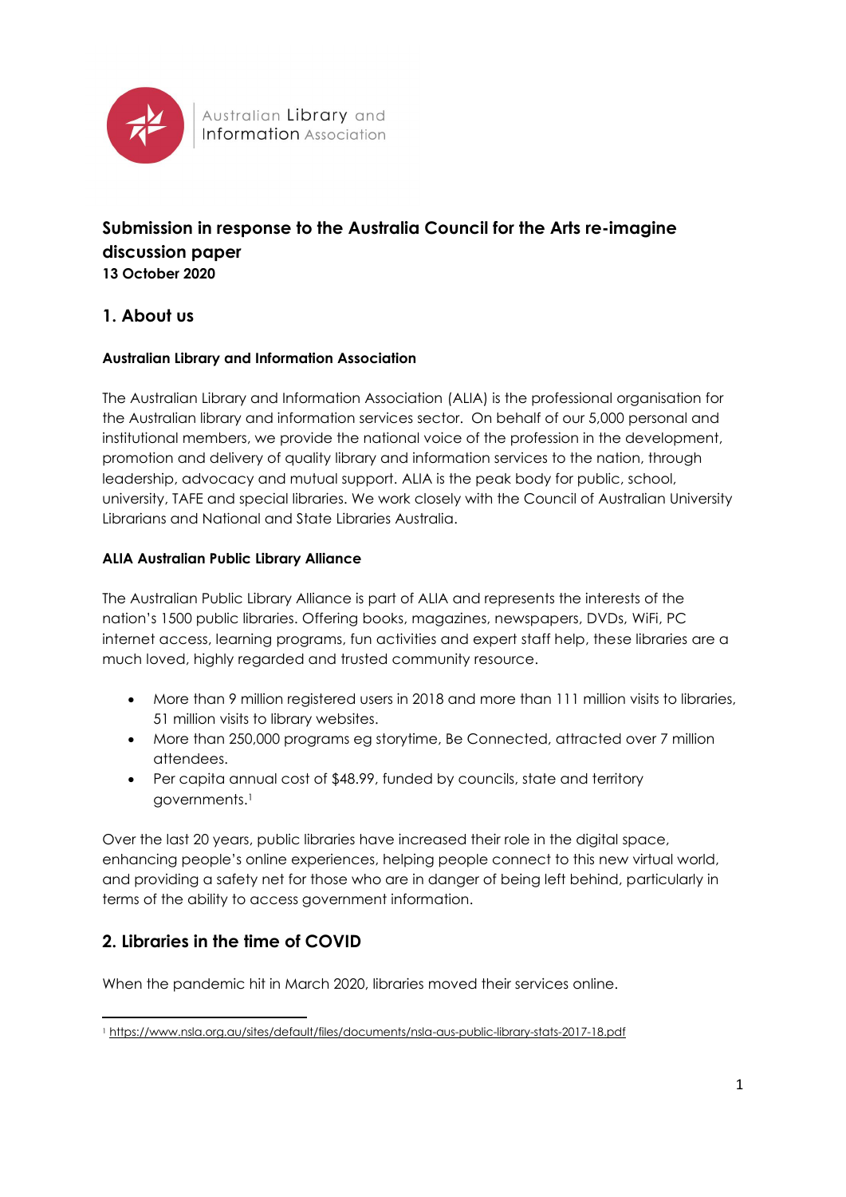Australian Library and Information Association

# Submission in response to the Australia Council for the Arts re-imagine discussion paper

**13 October 2020**

## 1. About us

### Australian Library and Information Association

The Australian Library and Information Association (ALIA) is the professional organisation for the Australian library and information services sector. On behalf of our 5,000 personal and institutional members, we provide the national voice of the profession in the development, promotion and delivery of quality library and information services to the nation, through leadership, advocacy and mutual support. ALIA is the peak body for public, school, university, TAFE and special libraries. We work closely with the Council of Australian University Librarians and National and State Libraries Australia.

### ALIA Australian Public Library Alliance

The Australian Public Library Alliance is part of ALIA and represents the interests of the nation's 1500 public libraries. Offering books, magazines, newspapers, DVDs, WiFi, PC internet access, learning programs, fun activities and expert staff help, these libraries are a much loved, highly regarded and trusted community resource.

- More than 9 million registered users in 2018 and more than 111 million visits to libraries, 51 million visits to library websites.
- More than 250,000 programs eg storytime, Be Connected, attracted over 7 million attendees.
- Per capita annual cost of $48.99, funded by councils, state and territory governments.[1]

Over the last 20 years, public libraries have increased their role in the digital space, enhancing people's online experiences, helping people connect to this new virtual world, and providing a safety net for those who are in danger of being left behind, particularly in terms of the ability to access government information.

## 2. Libraries in the time of COVID

When the pandemic hit in March 2020, libraries moved their services online.

[1] https://www.nsla.org.au/sites/default/files/documents/nsla-aus-public-library-stats-2017-18.pdf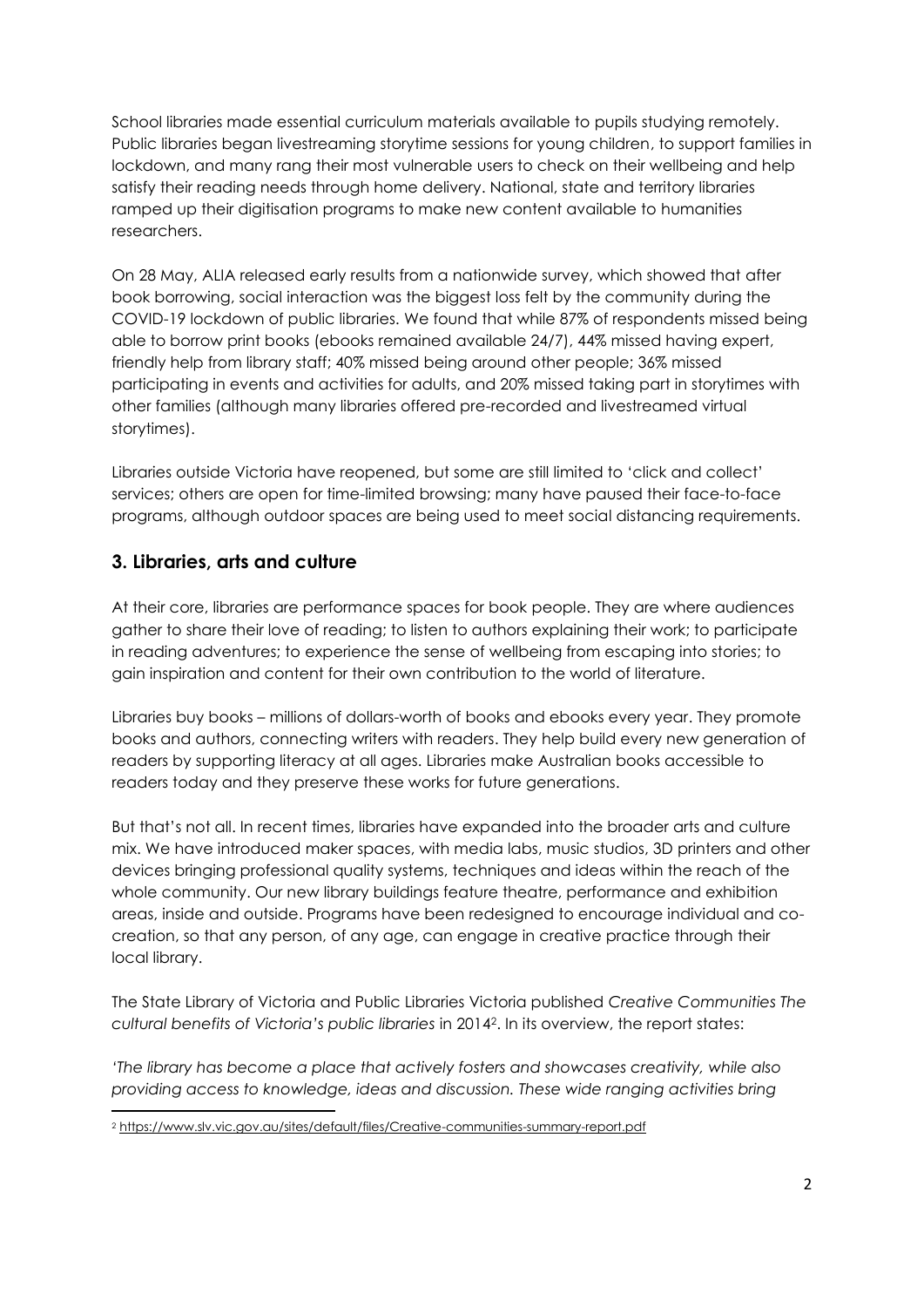School libraries made essential curriculum materials available to pupils studying remotely. Public libraries began livestreaming storytime sessions for young children, to support families in lockdown, and many rang their most vulnerable users to check on their wellbeing and help satisfy their reading needs through home delivery. National, state and territory libraries ramped up their digitisation programs to make new content available to humanities researchers.

On 28 May, ALIA released early results from a nationwide survey, which showed that after book borrowing, social interaction was the biggest loss felt by the community during the COVID-19 lockdown of public libraries. We found that while 87% of respondents missed being able to borrow print books (ebooks remained available 24/7), 44% missed having expert, friendly help from library staff; 40% missed being around other people; 36% missed participating in events and activities for adults, and 20% missed taking part in storytimes with other families (although many libraries offered pre-recorded and livestreamed virtual storytimes).

Libraries outside Victoria have reopened, but some are still limited to 'click and collect' services; others are open for time-limited browsing; many have paused their face-to-face programs, although outdoor spaces are being used to meet social distancing requirements.

## 3. Libraries, arts and culture

At their core, libraries are performance spaces for book people. They are where audiences gather to share their love of reading; to listen to authors explaining their work; to participate in reading adventures; to experience the sense of wellbeing from escaping into stories; to gain inspiration and content for their own contribution to the world of literature.

Libraries buy books – millions of dollars-worth of books and ebooks every year. They promote books and authors, connecting writers with readers. They help build every new generation of readers by supporting literacy at all ages. Libraries make Australian books accessible to readers today and they preserve these works for future generations.

But that's not all. In recent times, libraries have expanded into the broader arts and culture mix. We have introduced maker spaces, with media labs, music studios, 3D printers and other devices bringing professional quality systems, techniques and ideas within the reach of the whole community. Our new library buildings feature theatre, performance and exhibition areas, inside and outside. Programs have been redesigned to encourage individual and co-creation, so that any person, of any age, can engage in creative practice through their local library.

The State Library of Victoria and Public Libraries Victoria published *Creative Communities The cultural benefits of Victoria's public libraries* in 2014[2]. In its overview, the report states:

*'The library has become a place that actively fosters and showcases creativity, while also providing access to knowledge, ideas and discussion. These wide ranging activities bring*

[2] https://www.slv.vic.gov.au/sites/default/files/Creative-communities-summary-report.pdf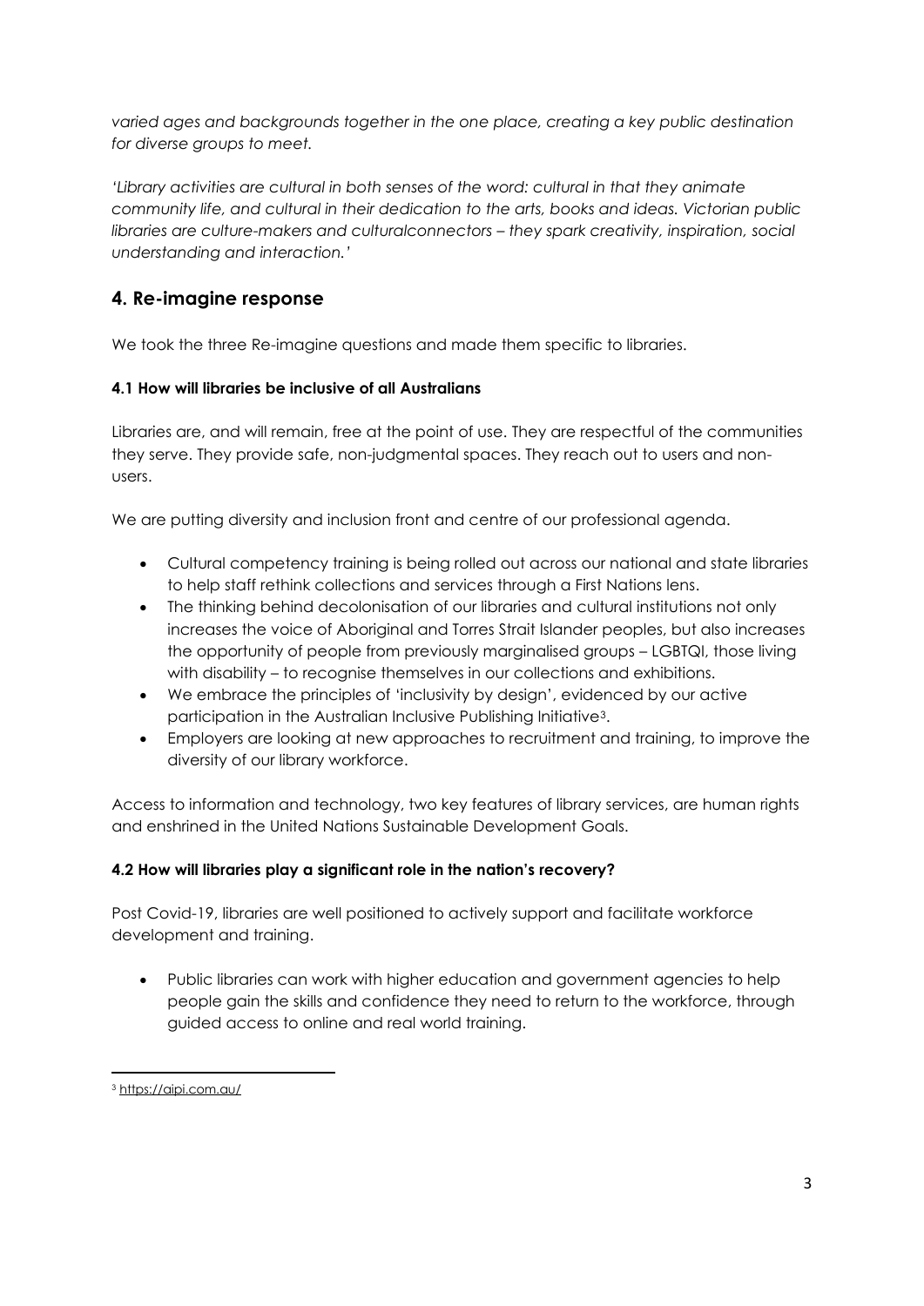*varied ages and backgrounds together in the one place, creating a key public destination for diverse groups to meet.*

*'Library activities are cultural in both senses of the word: cultural in that they animate community life, and cultural in their dedication to the arts, books and ideas. Victorian public libraries are culture-makers and culturalconnectors – they spark creativity, inspiration, social understanding and interaction.'*

## 4. Re-imagine response

We took the three Re-imagine questions and made them specific to libraries.

### 4.1 How will libraries be inclusive of all Australians

Libraries are, and will remain, free at the point of use. They are respectful of the communities they serve. They provide safe, non-judgmental spaces. They reach out to users and non-users.

We are putting diversity and inclusion front and centre of our professional agenda.

- Cultural competency training is being rolled out across our national and state libraries to help staff rethink collections and services through a First Nations lens.
- The thinking behind decolonisation of our libraries and cultural institutions not only increases the voice of Aboriginal and Torres Strait Islander peoples, but also increases the opportunity of people from previously marginalised groups – LGBTQI, those living with disability – to recognise themselves in our collections and exhibitions.
- We embrace the principles of 'inclusivity by design', evidenced by our active participation in the Australian Inclusive Publishing Initiative[3].
- Employers are looking at new approaches to recruitment and training, to improve the diversity of our library workforce.

Access to information and technology, two key features of library services, are human rights and enshrined in the United Nations Sustainable Development Goals.

### 4.2 How will libraries play a significant role in the nation's recovery?

Post Covid-19, libraries are well positioned to actively support and facilitate workforce development and training.

- Public libraries can work with higher education and government agencies to help people gain the skills and confidence they need to return to the workforce, through guided access to online and real world training.

---

[3] https://aipi.com.au/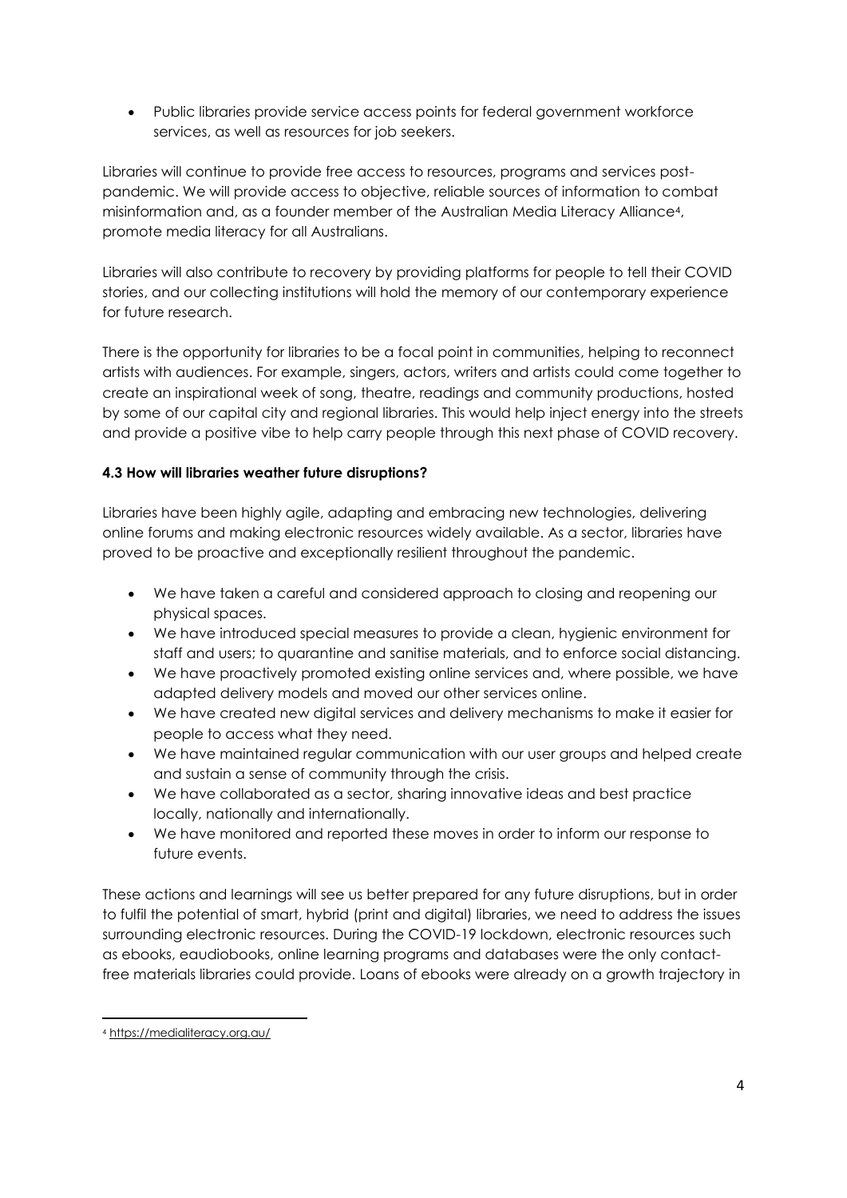- Public libraries provide service access points for federal government workforce services, as well as resources for job seekers.

Libraries will continue to provide free access to resources, programs and services post-pandemic. We will provide access to objective, reliable sources of information to combat misinformation and, as a founder member of the Australian Media Literacy Alliance[4], promote media literacy for all Australians.

Libraries will also contribute to recovery by providing platforms for people to tell their COVID stories, and our collecting institutions will hold the memory of our contemporary experience for future research.

There is the opportunity for libraries to be a focal point in communities, helping to reconnect artists with audiences. For example, singers, actors, writers and artists could come together to create an inspirational week of song, theatre, readings and community productions, hosted by some of our capital city and regional libraries. This would help inject energy into the streets and provide a positive vibe to help carry people through this next phase of COVID recovery.

**4.3 How will libraries weather future disruptions?**

Libraries have been highly agile, adapting and embracing new technologies, delivering online forums and making electronic resources widely available. As a sector, libraries have proved to be proactive and exceptionally resilient throughout the pandemic.

- We have taken a careful and considered approach to closing and reopening our physical spaces.
- We have introduced special measures to provide a clean, hygienic environment for staff and users; to quarantine and sanitise materials, and to enforce social distancing.
- We have proactively promoted existing online services and, where possible, we have adapted delivery models and moved our other services online.
- We have created new digital services and delivery mechanisms to make it easier for people to access what they need.
- We have maintained regular communication with our user groups and helped create and sustain a sense of community through the crisis.
- We have collaborated as a sector, sharing innovative ideas and best practice locally, nationally and internationally.
- We have monitored and reported these moves in order to inform our response to future events.

These actions and learnings will see us better prepared for any future disruptions, but in order to fulfil the potential of smart, hybrid (print and digital) libraries, we need to address the issues surrounding electronic resources. During the COVID-19 lockdown, electronic resources such as ebooks, eaudiobooks, online learning programs and databases were the only contact-free materials libraries could provide. Loans of ebooks were already on a growth trajectory in

[4] https://medialiteracy.org.au/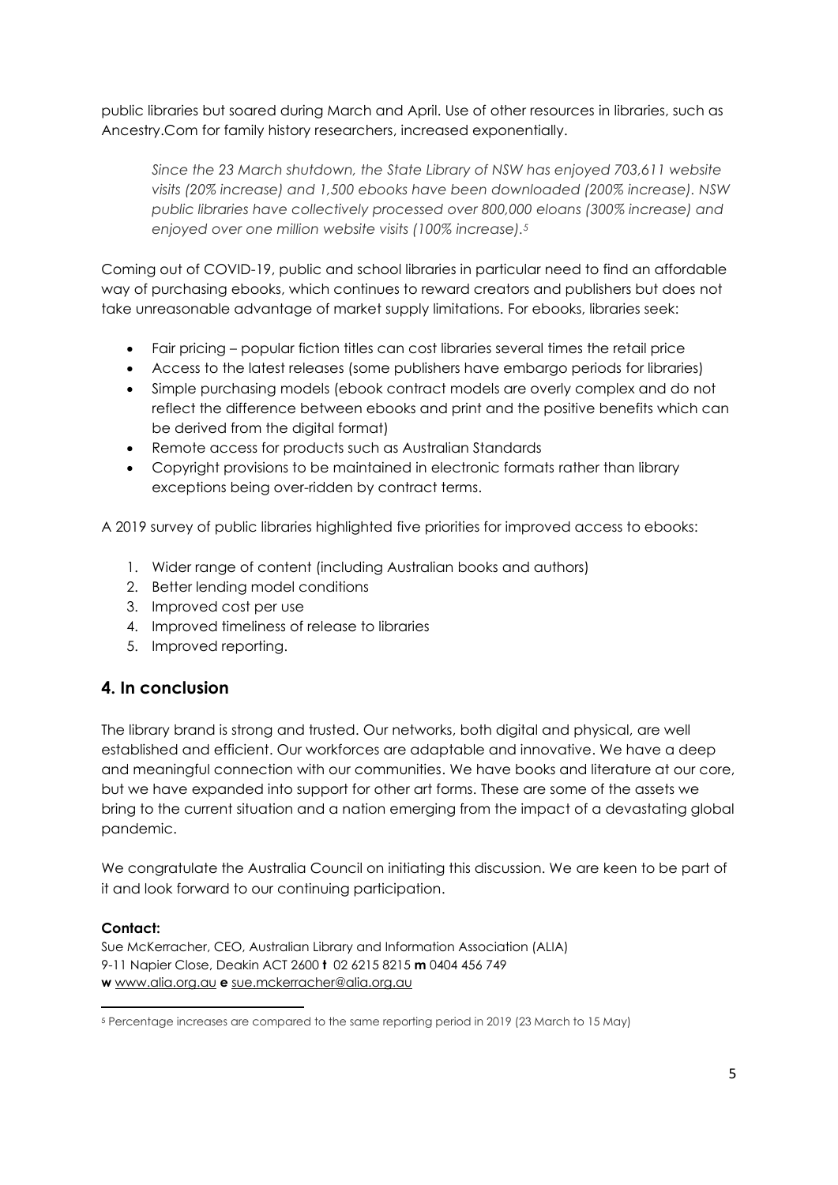public libraries but soared during March and April. Use of other resources in libraries, such as Ancestry.Com for family history researchers, increased exponentially.

> *Since the 23 March shutdown, the State Library of NSW has enjoyed 703,611 website visits (20% increase) and 1,500 ebooks have been downloaded (200% increase). NSW public libraries have collectively processed over 800,000 eloans (300% increase) and enjoyed over one million website visits (100% increase).*[5]

Coming out of COVID-19, public and school libraries in particular need to find an affordable way of purchasing ebooks, which continues to reward creators and publishers but does not take unreasonable advantage of market supply limitations. For ebooks, libraries seek:

- Fair pricing – popular fiction titles can cost libraries several times the retail price
- Access to the latest releases (some publishers have embargo periods for libraries)
- Simple purchasing models (ebook contract models are overly complex and do not reflect the difference between ebooks and print and the positive benefits which can be derived from the digital format)
- Remote access for products such as Australian Standards
- Copyright provisions to be maintained in electronic formats rather than library exceptions being over-ridden by contract terms.

A 2019 survey of public libraries highlighted five priorities for improved access to ebooks:

1. Wider range of content (including Australian books and authors)
2. Better lending model conditions
3. Improved cost per use
4. Improved timeliness of release to libraries
5. Improved reporting.

## 4. In conclusion

The library brand is strong and trusted. Our networks, both digital and physical, are well established and efficient. Our workforces are adaptable and innovative. We have a deep and meaningful connection with our communities. We have books and literature at our core, but we have expanded into support for other art forms. These are some of the assets we bring to the current situation and a nation emerging from the impact of a devastating global pandemic.

We congratulate the Australia Council on initiating this discussion. We are keen to be part of it and look forward to our continuing participation.

**Contact:**

Sue McKerracher, CEO, Australian Library and Information Association (ALIA)
9-11 Napier Close, Deakin ACT 2600 **t** 02 6215 8215 **m** 0404 456 749
**w** www.alia.org.au **e** sue.mckerracher@alia.org.au

[5] Percentage increases are compared to the same reporting period in 2019 (23 March to 15 May)